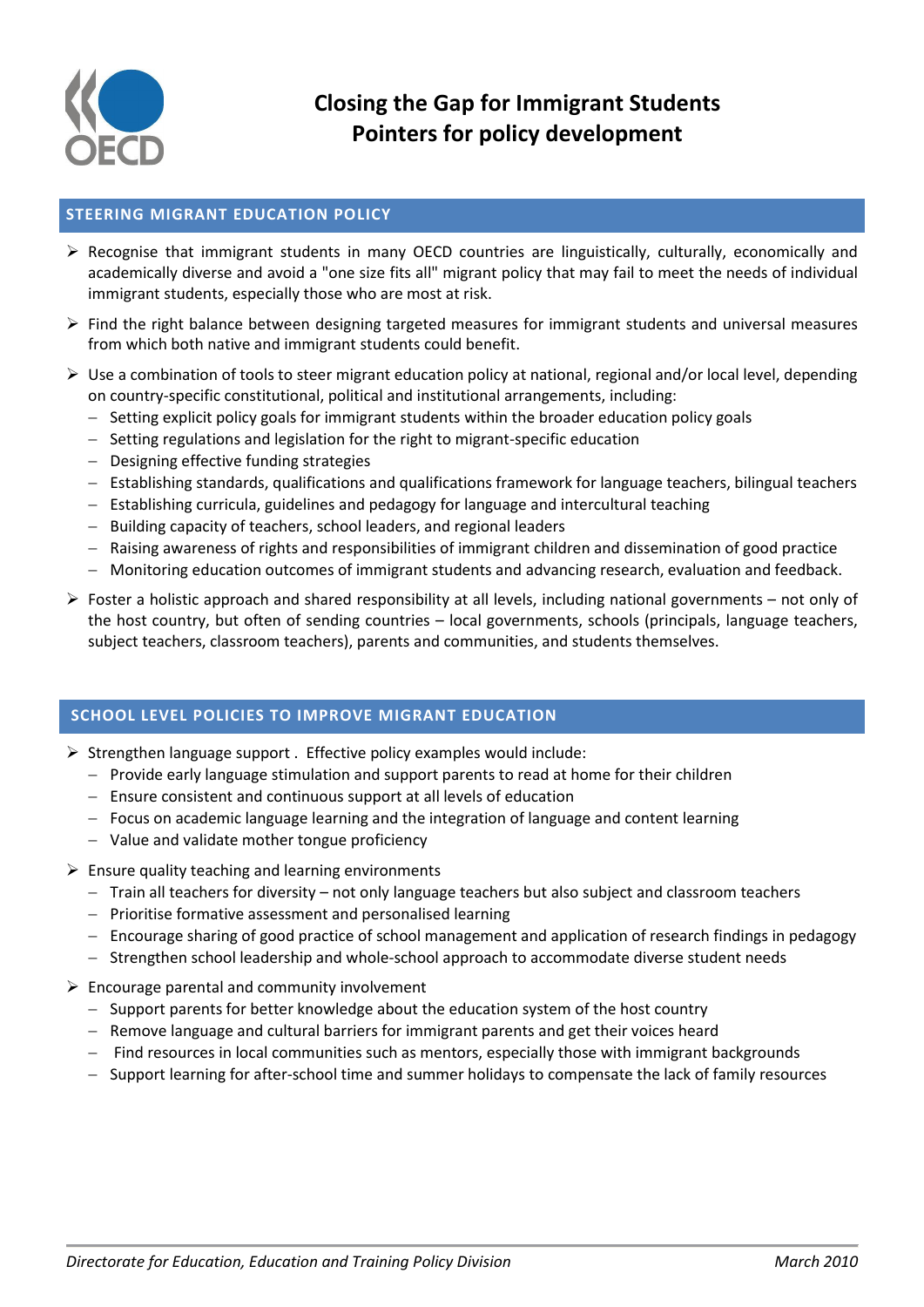# Closing the Gap for Immigrant Students
# Pointers for policy development

## STEERING MIGRANT EDUCATION POLICY

- Recognise that immigrant students in many OECD countries are linguistically, culturally, economically and academically diverse and avoid a "one size fits all" migrant policy that may fail to meet the needs of individual immigrant students, especially those who are most at risk.
- Find the right balance between designing targeted measures for immigrant students and universal measures from which both native and immigrant students could benefit.
- Use a combination of tools to steer migrant education policy at national, regional and/or local level, depending on country-specific constitutional, political and institutional arrangements, including:
  - Setting explicit policy goals for immigrant students within the broader education policy goals
  - Setting regulations and legislation for the right to migrant-specific education
  - Designing effective funding strategies
  - Establishing standards, qualifications and qualifications framework for language teachers, bilingual teachers
  - Establishing curricula, guidelines and pedagogy for language and intercultural teaching
  - Building capacity of teachers, school leaders, and regional leaders
  - Raising awareness of rights and responsibilities of immigrant children and dissemination of good practice
  - Monitoring education outcomes of immigrant students and advancing research, evaluation and feedback.
- Foster a holistic approach and shared responsibility at all levels, including national governments – not only of the host country, but often of sending countries – local governments, schools (principals, language teachers, subject teachers, classroom teachers), parents and communities, and students themselves.

## SCHOOL LEVEL POLICIES TO IMPROVE MIGRANT EDUCATION

- Strengthen language support . Effective policy examples would include:
  - Provide early language stimulation and support parents to read at home for their children
  - Ensure consistent and continuous support at all levels of education
  - Focus on academic language learning and the integration of language and content learning
  - Value and validate mother tongue proficiency
- Ensure quality teaching and learning environments
  - Train all teachers for diversity – not only language teachers but also subject and classroom teachers
  - Prioritise formative assessment and personalised learning
  - Encourage sharing of good practice of school management and application of research findings in pedagogy
  - Strengthen school leadership and whole-school approach to accommodate diverse student needs
- Encourage parental and community involvement
  - Support parents for better knowledge about the education system of the host country
  - Remove language and cultural barriers for immigrant parents and get their voices heard
  - Find resources in local communities such as mentors, especially those with immigrant backgrounds
  - Support learning for after-school time and summer holidays to compensate the lack of family resources

*Directorate for Education, Education and Training Policy Division* — *March 2010*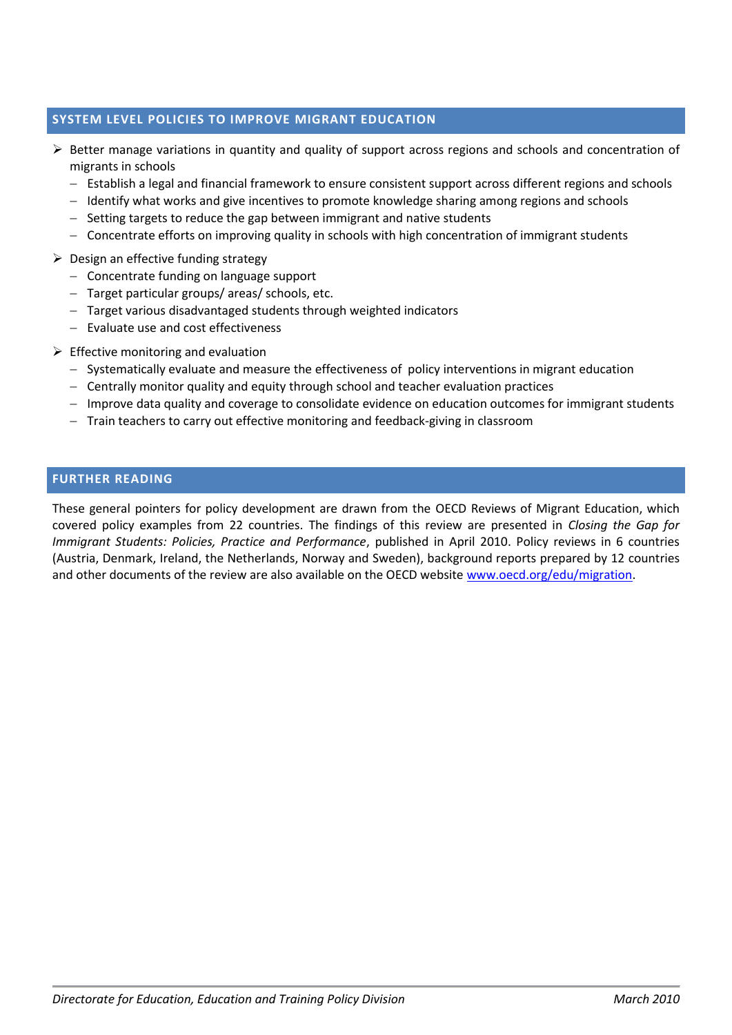## SYSTEM LEVEL POLICIES TO IMPROVE MIGRANT EDUCATION

- Better manage variations in quantity and quality of support across regions and schools and concentration of migrants in schools
  - Establish a legal and financial framework to ensure consistent support across different regions and schools
  - Identify what works and give incentives to promote knowledge sharing among regions and schools
  - Setting targets to reduce the gap between immigrant and native students
  - Concentrate efforts on improving quality in schools with high concentration of immigrant students
- Design an effective funding strategy
  - Concentrate funding on language support
  - Target particular groups/ areas/ schools, etc.
  - Target various disadvantaged students through weighted indicators
  - Evaluate use and cost effectiveness
- Effective monitoring and evaluation
  - Systematically evaluate and measure the effectiveness of policy interventions in migrant education
  - Centrally monitor quality and equity through school and teacher evaluation practices
  - Improve data quality and coverage to consolidate evidence on education outcomes for immigrant students
  - Train teachers to carry out effective monitoring and feedback-giving in classroom

## FURTHER READING

These general pointers for policy development are drawn from the OECD Reviews of Migrant Education, which covered policy examples from 22 countries. The findings of this review are presented in *Closing the Gap for Immigrant Students: Policies, Practice and Performance*, published in April 2010. Policy reviews in 6 countries (Austria, Denmark, Ireland, the Netherlands, Norway and Sweden), background reports prepared by 12 countries and other documents of the review are also available on the OECD website [www.oecd.org/edu/migration](http://www.oecd.org/edu/migration).